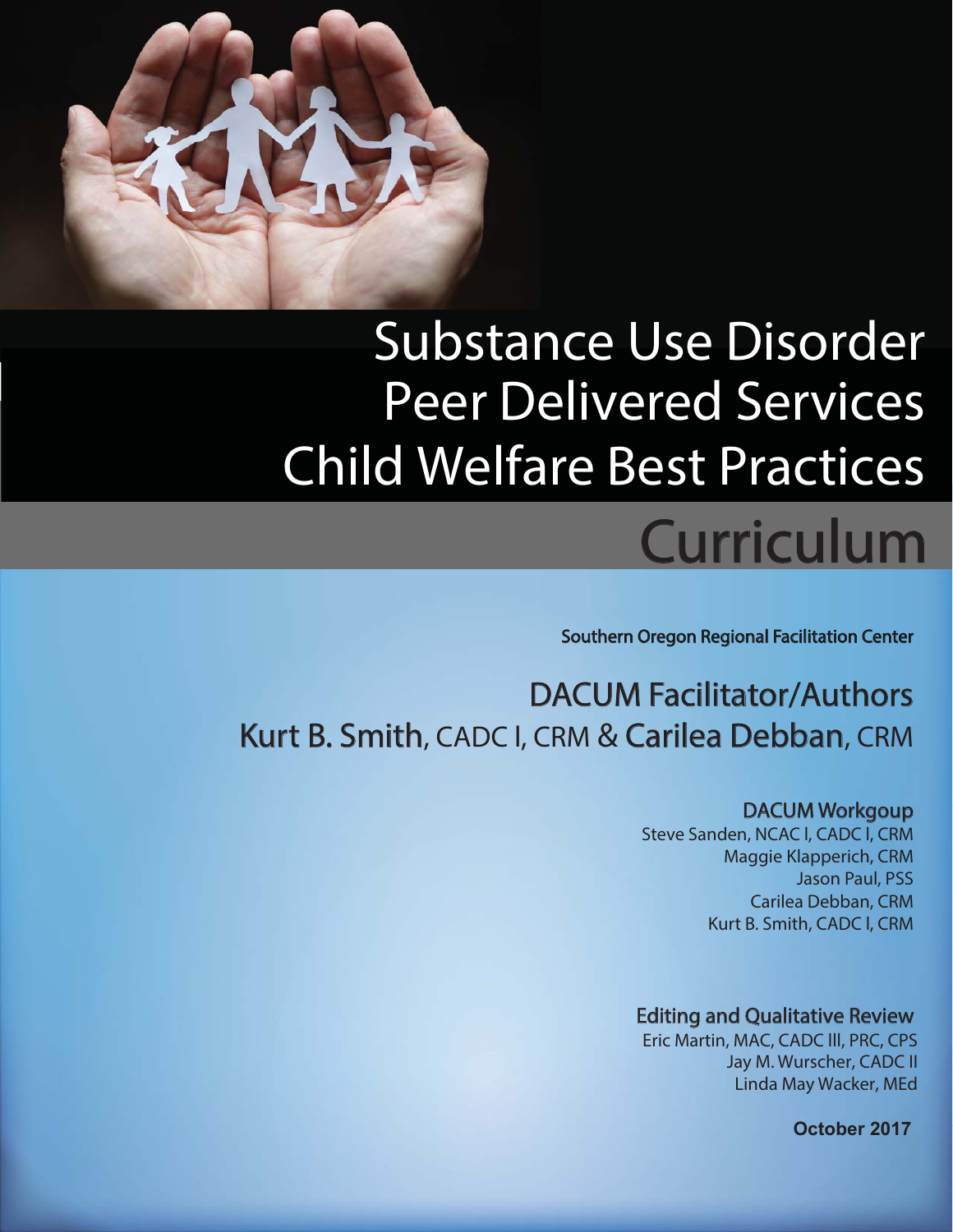# Substance Use Disorder Peer Delivered Services Child Welfare Best Practices

## Curriculum

Southern Oregon Regional Facilitation Center

### DACUM Facilitator/Authors

**Kurt B. Smith**, CADC I, CRM & **Carilea Debban**, CRM

#### DACUM Workgoup

Steve Sanden, NCAC I, CADC I, CRM
Maggie Klapperich, CRM
Jason Paul, PSS
Carilea Debban, CRM
Kurt B. Smith, CADC I, CRM

#### Editing and Qualitative Review

Eric Martin, MAC, CADC III, PRC, CPS
Jay M. Wurscher, CADC II
Linda May Wacker, MEd

**October 2017**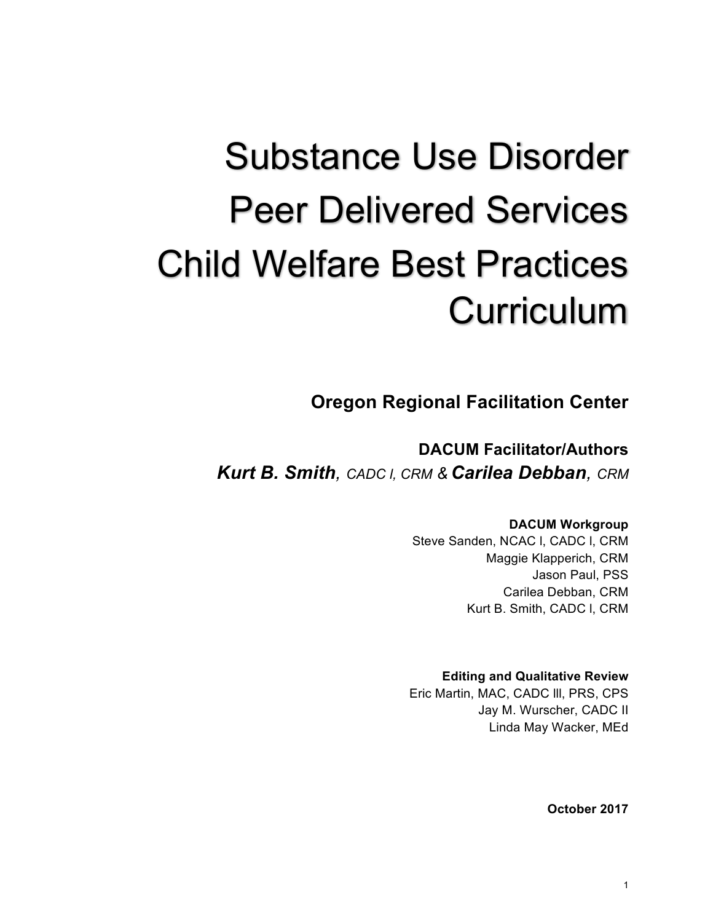# Substance Use Disorder Peer Delivered Services Child Welfare Best Practices Curriculum

**Oregon Regional Facilitation Center**

**DACUM Facilitator/Authors**

***Kurt B. Smith**, CADC I, CRM* & ***Carilea Debban**, CRM*

**DACUM Workgroup**

Steve Sanden, NCAC I, CADC I, CRM
Maggie Klapperich, CRM
Jason Paul, PSS
Carilea Debban, CRM
Kurt B. Smith, CADC I, CRM

**Editing and Qualitative Review**

Eric Martin, MAC, CADC lll, PRS, CPS
Jay M. Wurscher, CADC II
Linda May Wacker, MEd

**October 2017**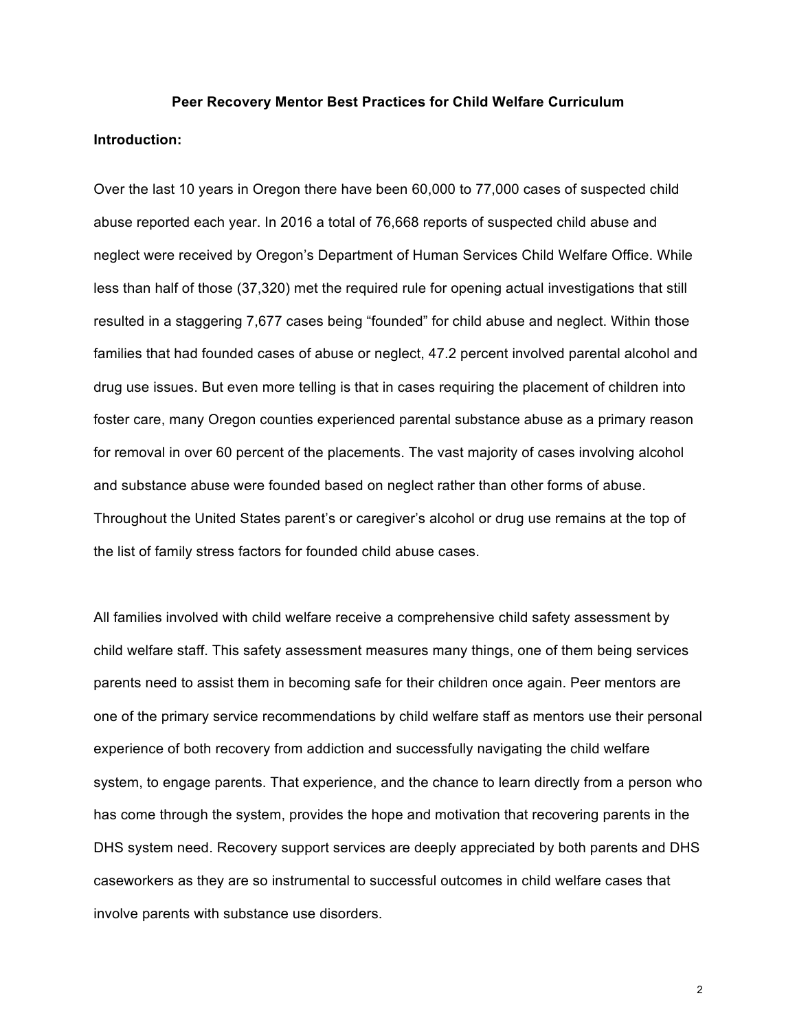## Peer Recovery Mentor Best Practices for Child Welfare Curriculum

**Introduction:**

Over the last 10 years in Oregon there have been 60,000 to 77,000 cases of suspected child abuse reported each year. In 2016 a total of 76,668 reports of suspected child abuse and neglect were received by Oregon's Department of Human Services Child Welfare Office. While less than half of those (37,320) met the required rule for opening actual investigations that still resulted in a staggering 7,677 cases being "founded" for child abuse and neglect. Within those families that had founded cases of abuse or neglect, 47.2 percent involved parental alcohol and drug use issues. But even more telling is that in cases requiring the placement of children into foster care, many Oregon counties experienced parental substance abuse as a primary reason for removal in over 60 percent of the placements. The vast majority of cases involving alcohol and substance abuse were founded based on neglect rather than other forms of abuse. Throughout the United States parent's or caregiver's alcohol or drug use remains at the top of the list of family stress factors for founded child abuse cases.

All families involved with child welfare receive a comprehensive child safety assessment by child welfare staff. This safety assessment measures many things, one of them being services parents need to assist them in becoming safe for their children once again. Peer mentors are one of the primary service recommendations by child welfare staff as mentors use their personal experience of both recovery from addiction and successfully navigating the child welfare system, to engage parents. That experience, and the chance to learn directly from a person who has come through the system, provides the hope and motivation that recovering parents in the DHS system need. Recovery support services are deeply appreciated by both parents and DHS caseworkers as they are so instrumental to successful outcomes in child welfare cases that involve parents with substance use disorders.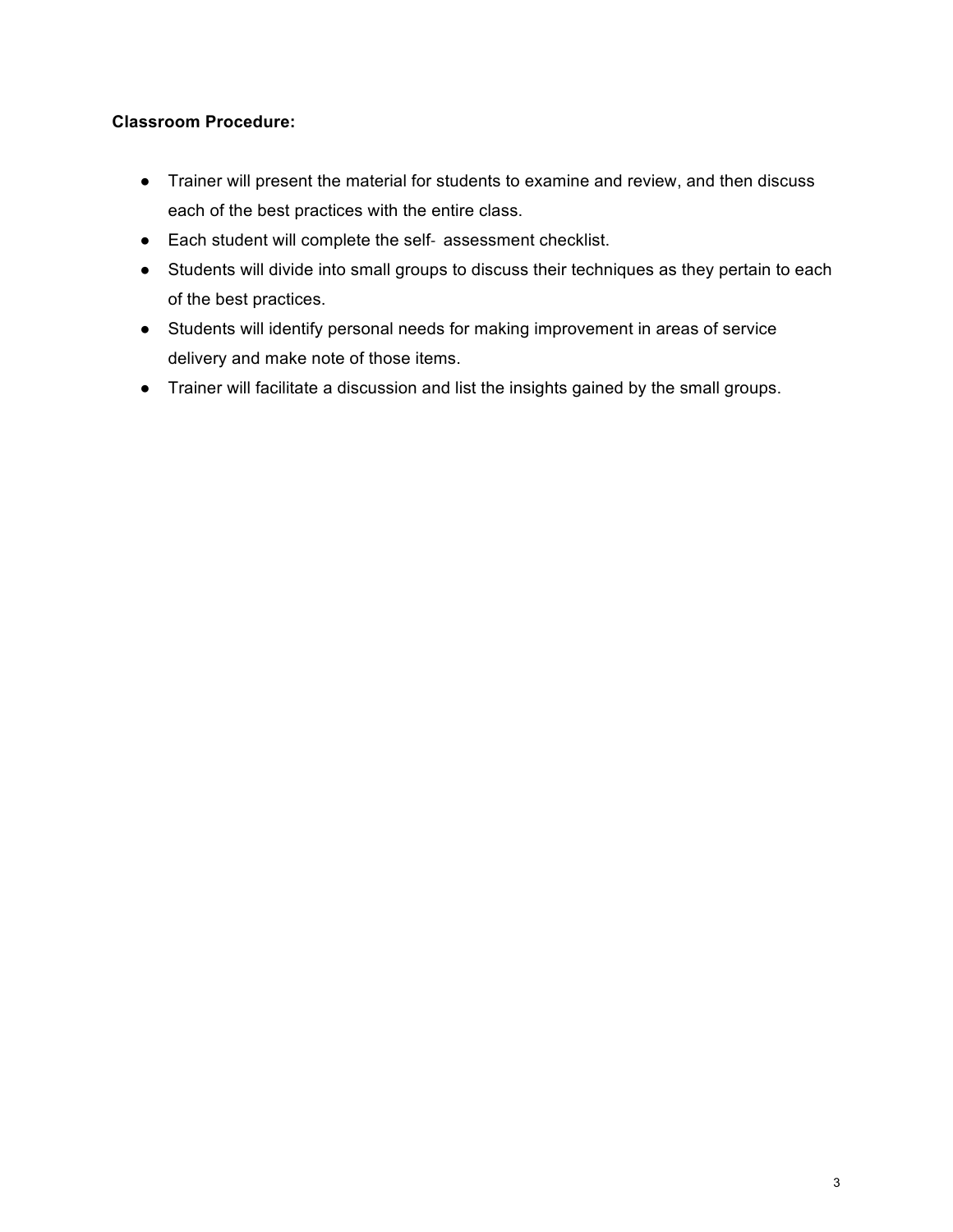**Classroom Procedure:**

- Trainer will present the material for students to examine and review, and then discuss each of the best practices with the entire class.
- Each student will complete the self- assessment checklist.
- Students will divide into small groups to discuss their techniques as they pertain to each of the best practices.
- Students will identify personal needs for making improvement in areas of service delivery and make note of those items.
- Trainer will facilitate a discussion and list the insights gained by the small groups.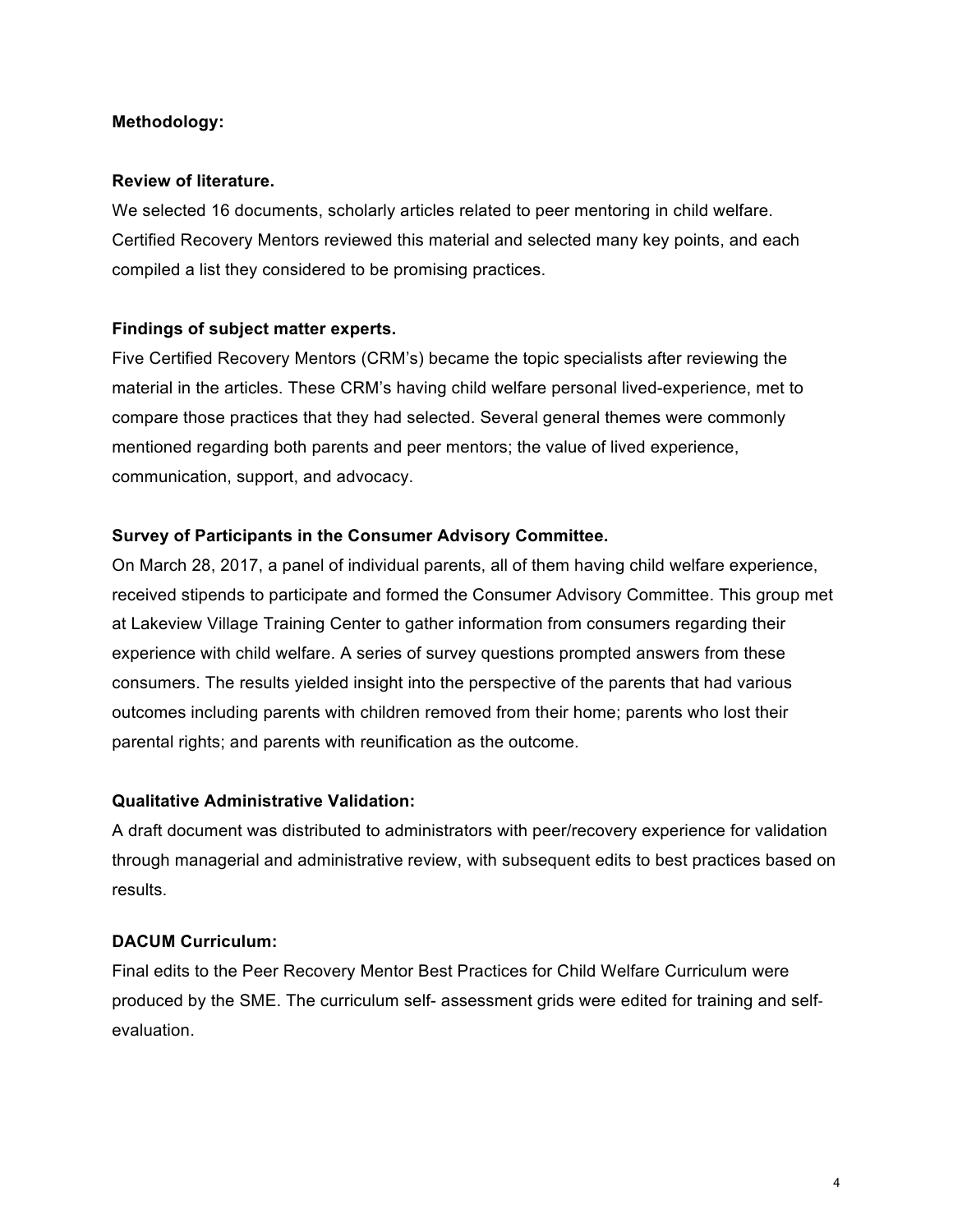**Methodology:**

**Review of literature.**

We selected 16 documents, scholarly articles related to peer mentoring in child welfare. Certified Recovery Mentors reviewed this material and selected many key points, and each compiled a list they considered to be promising practices.

**Findings of subject matter experts.**

Five Certified Recovery Mentors (CRM's) became the topic specialists after reviewing the material in the articles. These CRM's having child welfare personal lived-experience, met to compare those practices that they had selected. Several general themes were commonly mentioned regarding both parents and peer mentors; the value of lived experience, communication, support, and advocacy.

**Survey of Participants in the Consumer Advisory Committee.**

On March 28, 2017, a panel of individual parents, all of them having child welfare experience, received stipends to participate and formed the Consumer Advisory Committee. This group met at Lakeview Village Training Center to gather information from consumers regarding their experience with child welfare. A series of survey questions prompted answers from these consumers. The results yielded insight into the perspective of the parents that had various outcomes including parents with children removed from their home; parents who lost their parental rights; and parents with reunification as the outcome.

**Qualitative Administrative Validation:**

A draft document was distributed to administrators with peer/recovery experience for validation through managerial and administrative review, with subsequent edits to best practices based on results.

**DACUM Curriculum:**

Final edits to the Peer Recovery Mentor Best Practices for Child Welfare Curriculum were produced by the SME. The curriculum self- assessment grids were edited for training and self-evaluation.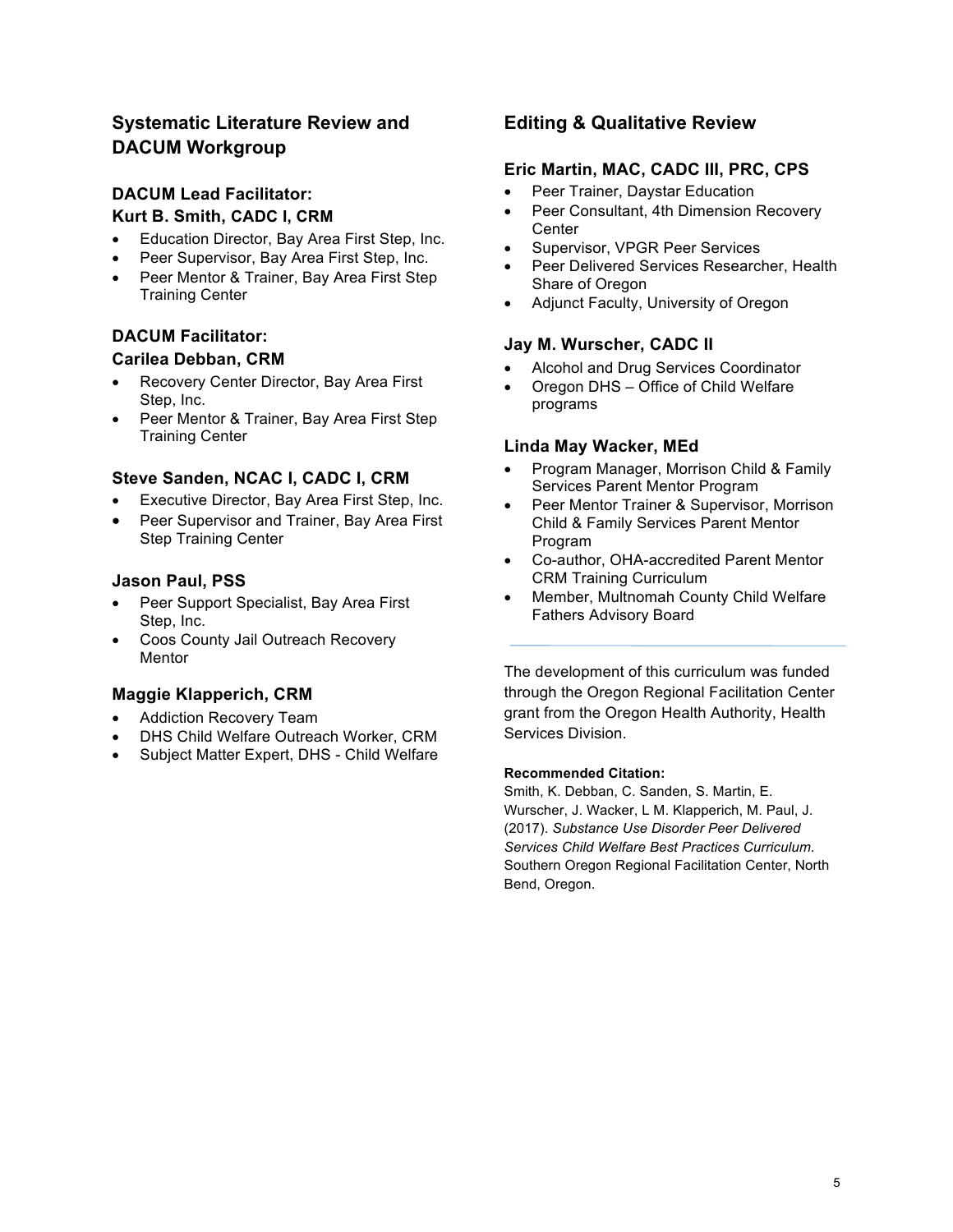## Systematic Literature Review and DACUM Workgroup

### DACUM Lead Facilitator:
### Kurt B. Smith, CADC I, CRM

- Education Director, Bay Area First Step, Inc.
- Peer Supervisor, Bay Area First Step, Inc.
- Peer Mentor & Trainer, Bay Area First Step Training Center

### DACUM Facilitator:
### Carilea Debban, CRM

- Recovery Center Director, Bay Area First Step, Inc.
- Peer Mentor & Trainer, Bay Area First Step Training Center

### Steve Sanden, NCAC I, CADC I, CRM

- Executive Director, Bay Area First Step, Inc.
- Peer Supervisor and Trainer, Bay Area First Step Training Center

### Jason Paul, PSS

- Peer Support Specialist, Bay Area First Step, Inc.
- Coos County Jail Outreach Recovery Mentor

### Maggie Klapperich, CRM

- Addiction Recovery Team
- DHS Child Welfare Outreach Worker, CRM
- Subject Matter Expert, DHS - Child Welfare

## Editing & Qualitative Review

### Eric Martin, MAC, CADC III, PRC, CPS

- Peer Trainer, Daystar Education
- Peer Consultant, 4th Dimension Recovery Center
- Supervisor, VPGR Peer Services
- Peer Delivered Services Researcher, Health Share of Oregon
- Adjunct Faculty, University of Oregon

### Jay M. Wurscher, CADC II

- Alcohol and Drug Services Coordinator
- Oregon DHS – Office of Child Welfare programs

### Linda May Wacker, MEd

- Program Manager, Morrison Child & Family Services Parent Mentor Program
- Peer Mentor Trainer & Supervisor, Morrison Child & Family Services Parent Mentor Program
- Co-author, OHA-accredited Parent Mentor CRM Training Curriculum
- Member, Multnomah County Child Welfare Fathers Advisory Board

---

The development of this curriculum was funded through the Oregon Regional Facilitation Center grant from the Oregon Health Authority, Health Services Division.

**Recommended Citation:**
Smith, K. Debban, C. Sanden, S. Martin, E. Wurscher, J. Wacker, L M. Klapperich, M. Paul, J. (2017). *Substance Use Disorder Peer Delivered Services Child Welfare Best Practices Curriculum.* Southern Oregon Regional Facilitation Center, North Bend, Oregon.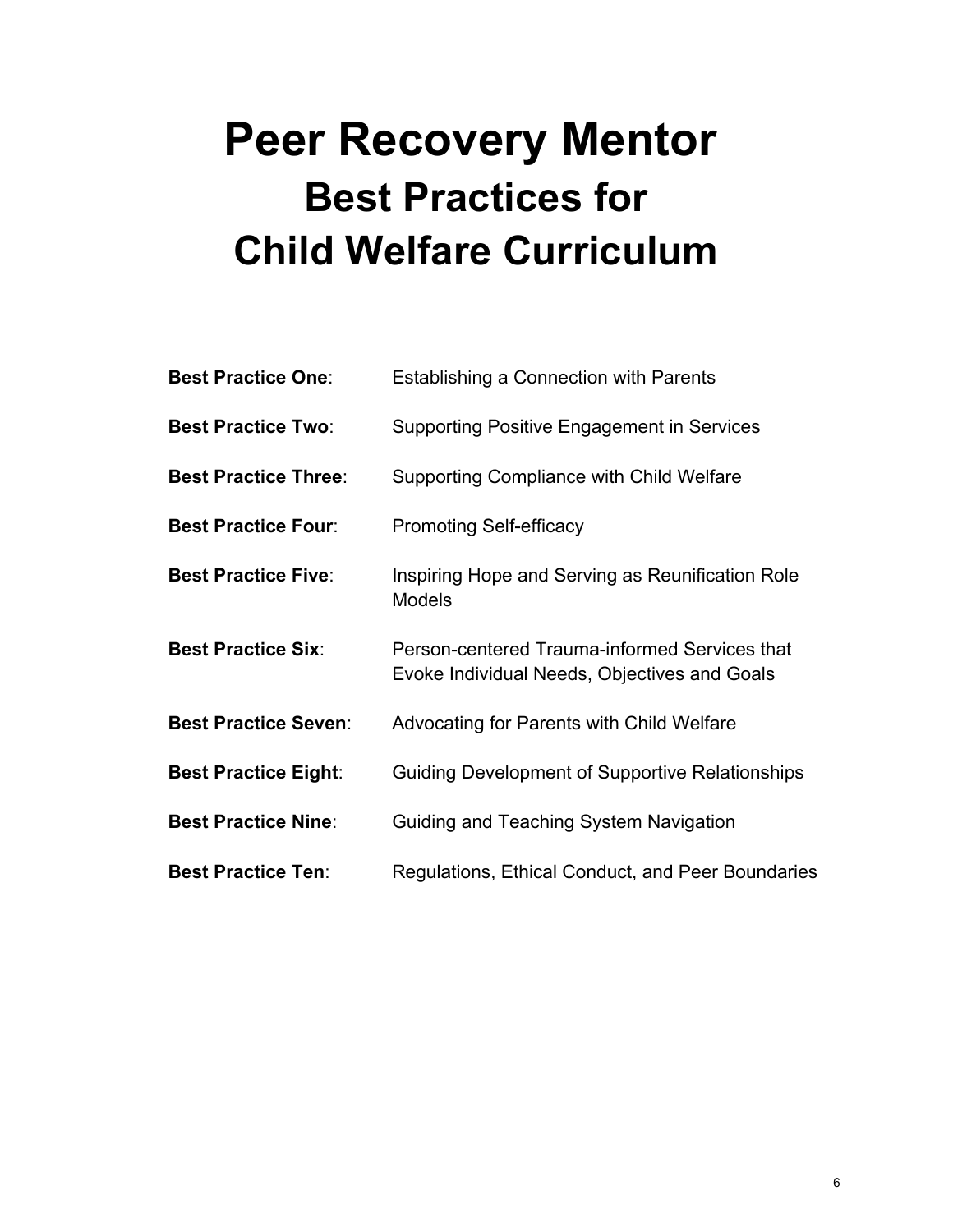# Peer Recovery Mentor
## Best Practices for
## Child Welfare Curriculum

**Best Practice One**: Establishing a Connection with Parents

**Best Practice Two**: Supporting Positive Engagement in Services

**Best Practice Three**: Supporting Compliance with Child Welfare

**Best Practice Four**: Promoting Self-efficacy

**Best Practice Five**: Inspiring Hope and Serving as Reunification Role Models

**Best Practice Six**: Person-centered Trauma-informed Services that Evoke Individual Needs, Objectives and Goals

**Best Practice Seven**: Advocating for Parents with Child Welfare

**Best Practice Eight**: Guiding Development of Supportive Relationships

**Best Practice Nine**: Guiding and Teaching System Navigation

**Best Practice Ten**: Regulations, Ethical Conduct, and Peer Boundaries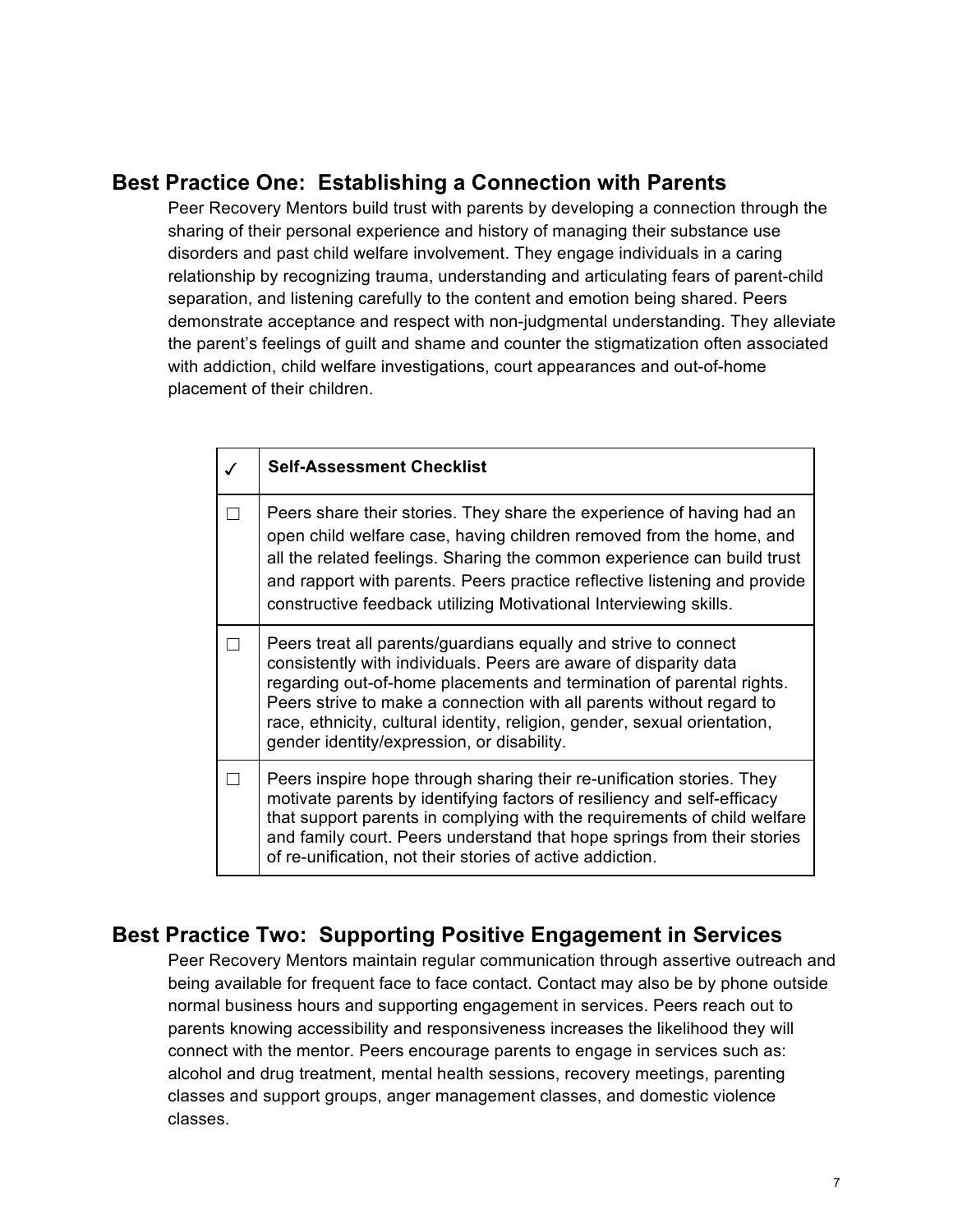## Best Practice One: Establishing a Connection with Parents

Peer Recovery Mentors build trust with parents by developing a connection through the sharing of their personal experience and history of managing their substance use disorders and past child welfare involvement. They engage individuals in a caring relationship by recognizing trauma, understanding and articulating fears of parent-child separation, and listening carefully to the content and emotion being shared. Peers demonstrate acceptance and respect with non-judgmental understanding. They alleviate the parent's feelings of guilt and shame and counter the stigmatization often associated with addiction, child welfare investigations, court appearances and out-of-home placement of their children.

| ✓ | **Self-Assessment Checklist** |
| --- | --- |
| ☐ | Peers share their stories. They share the experience of having had an open child welfare case, having children removed from the home, and all the related feelings. Sharing the common experience can build trust and rapport with parents. Peers practice reflective listening and provide constructive feedback utilizing Motivational Interviewing skills. |
| ☐ | Peers treat all parents/guardians equally and strive to connect consistently with individuals. Peers are aware of disparity data regarding out-of-home placements and termination of parental rights. Peers strive to make a connection with all parents without regard to race, ethnicity, cultural identity, religion, gender, sexual orientation, gender identity/expression, or disability. |
| ☐ | Peers inspire hope through sharing their re-unification stories. They motivate parents by identifying factors of resiliency and self-efficacy that support parents in complying with the requirements of child welfare and family court. Peers understand that hope springs from their stories of re-unification, not their stories of active addiction. |

## Best Practice Two: Supporting Positive Engagement in Services

Peer Recovery Mentors maintain regular communication through assertive outreach and being available for frequent face to face contact. Contact may also be by phone outside normal business hours and supporting engagement in services. Peers reach out to parents knowing accessibility and responsiveness increases the likelihood they will connect with the mentor. Peers encourage parents to engage in services such as: alcohol and drug treatment, mental health sessions, recovery meetings, parenting classes and support groups, anger management classes, and domestic violence classes.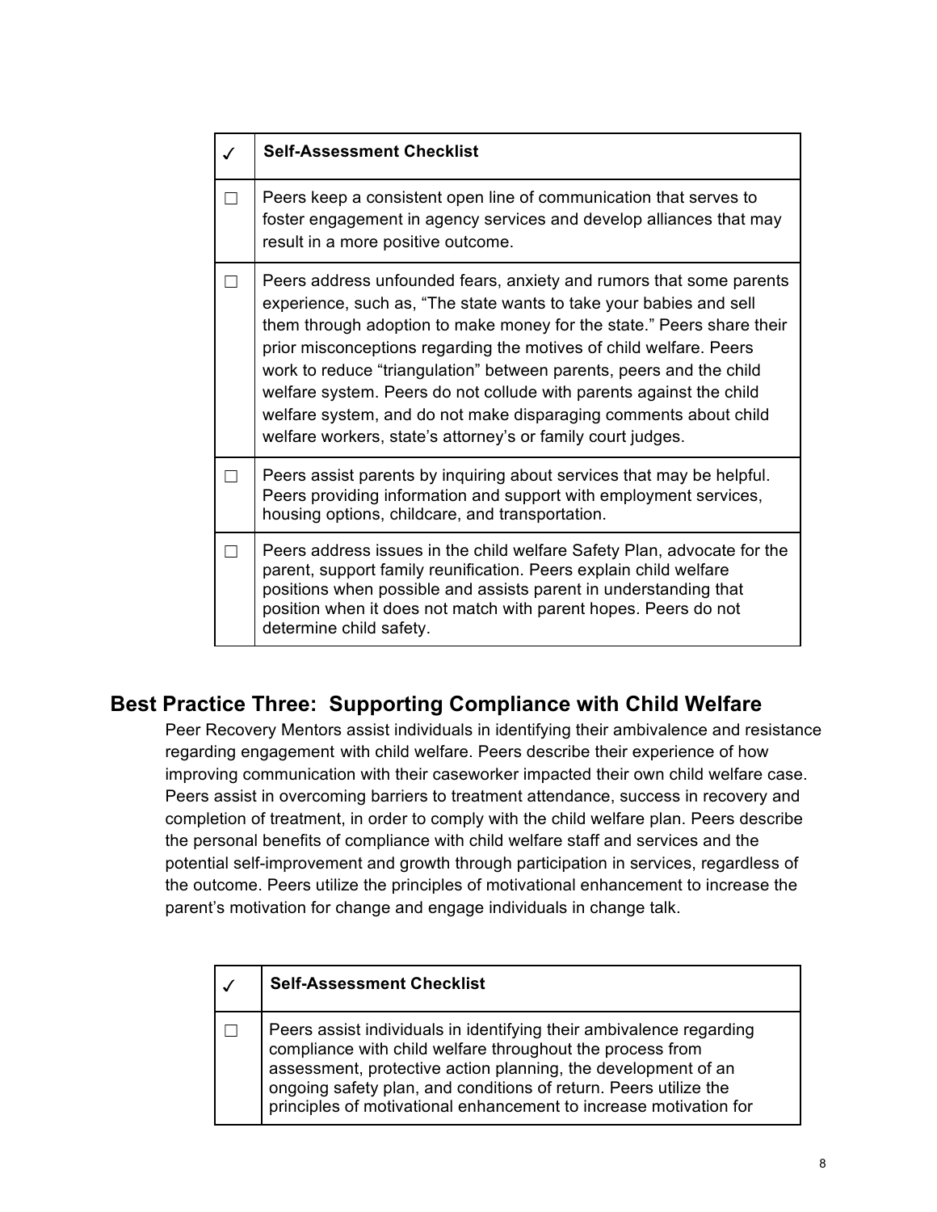| ✓ | Self-Assessment Checklist |
|---|---|
| ☐ | Peers keep a consistent open line of communication that serves to foster engagement in agency services and develop alliances that may result in a more positive outcome. |
| ☐ | Peers address unfounded fears, anxiety and rumors that some parents experience, such as, "The state wants to take your babies and sell them through adoption to make money for the state." Peers share their prior misconceptions regarding the motives of child welfare. Peers work to reduce "triangulation" between parents, peers and the child welfare system. Peers do not collude with parents against the child welfare system, and do not make disparaging comments about child welfare workers, state's attorney's or family court judges. |
| ☐ | Peers assist parents by inquiring about services that may be helpful. Peers providing information and support with employment services, housing options, childcare, and transportation. |
| ☐ | Peers address issues in the child welfare Safety Plan, advocate for the parent, support family reunification. Peers explain child welfare positions when possible and assists parent in understanding that position when it does not match with parent hopes. Peers do not determine child safety. |

## Best Practice Three: Supporting Compliance with Child Welfare

Peer Recovery Mentors assist individuals in identifying their ambivalence and resistance regarding engagement with child welfare. Peers describe their experience of how improving communication with their caseworker impacted their own child welfare case. Peers assist in overcoming barriers to treatment attendance, success in recovery and completion of treatment, in order to comply with the child welfare plan. Peers describe the personal benefits of compliance with child welfare staff and services and the potential self-improvement and growth through participation in services, regardless of the outcome. Peers utilize the principles of motivational enhancement to increase the parent's motivation for change and engage individuals in change talk.

| ✓ | Self-Assessment Checklist |
|---|---|
| ☐ | Peers assist individuals in identifying their ambivalence regarding compliance with child welfare throughout the process from assessment, protective action planning, the development of an ongoing safety plan, and conditions of return. Peers utilize the principles of motivational enhancement to increase motivation for |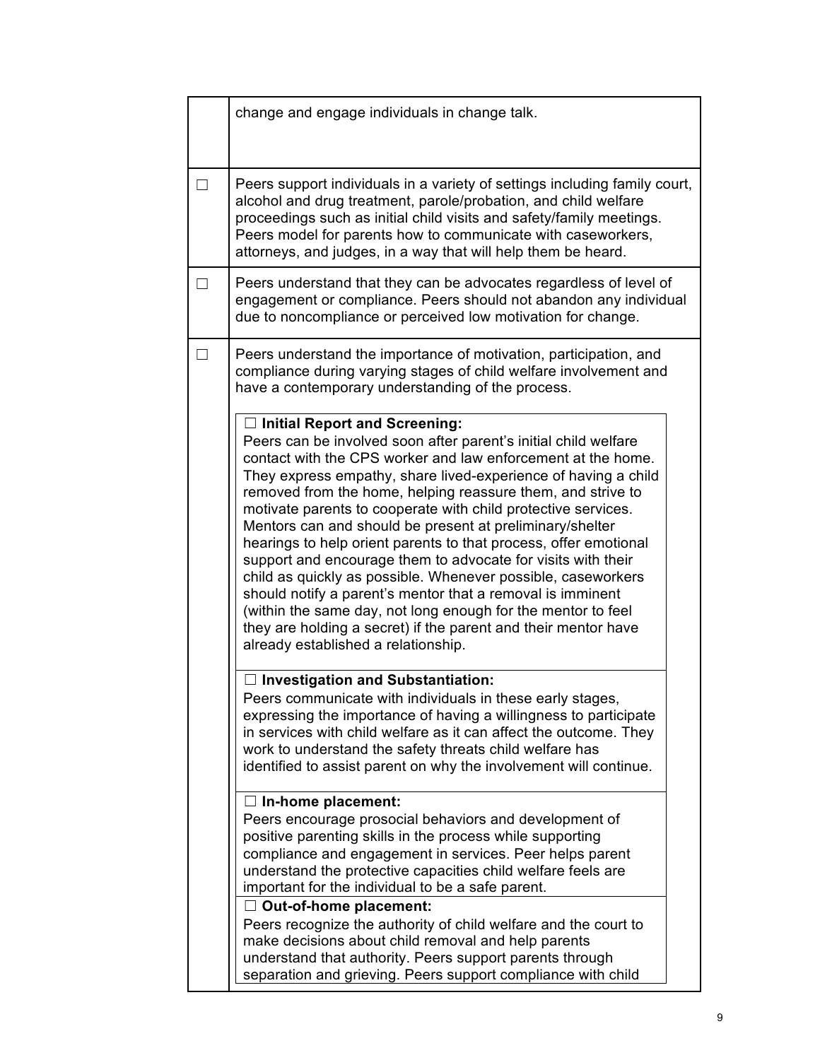| | |
|---|---|
| | change and engage individuals in change talk. |
| ☐ | Peers support individuals in a variety of settings including family court, alcohol and drug treatment, parole/probation, and child welfare proceedings such as initial child visits and safety/family meetings. Peers model for parents how to communicate with caseworkers, attorneys, and judges, in a way that will help them be heard. |
| ☐ | Peers understand that they can be advocates regardless of level of engagement or compliance. Peers should not abandon any individual due to noncompliance or perceived low motivation for change. |
| ☐ | Peers understand the importance of motivation, participation, and compliance during varying stages of child welfare involvement and have a contemporary understanding of the process.<br><br>☐ **Initial Report and Screening:**<br>Peers can be involved soon after parent's initial child welfare contact with the CPS worker and law enforcement at the home. They express empathy, share lived-experience of having a child removed from the home, helping reassure them, and strive to motivate parents to cooperate with child protective services. Mentors can and should be present at preliminary/shelter hearings to help orient parents to that process, offer emotional support and encourage them to advocate for visits with their child as quickly as possible. Whenever possible, caseworkers should notify a parent's mentor that a removal is imminent (within the same day, not long enough for the mentor to feel they are holding a secret) if the parent and their mentor have already established a relationship.<br><br>☐ **Investigation and Substantiation:**<br>Peers communicate with individuals in these early stages, expressing the importance of having a willingness to participate in services with child welfare as it can affect the outcome. They work to understand the safety threats child welfare has identified to assist parent on why the involvement will continue.<br><br>☐ **In-home placement:**<br>Peers encourage prosocial behaviors and development of positive parenting skills in the process while supporting compliance and engagement in services. Peer helps parent understand the protective capacities child welfare feels are important for the individual to be a safe parent.<br><br>☐ **Out-of-home placement:**<br>Peers recognize the authority of child welfare and the court to make decisions about child removal and help parents understand that authority. Peers support parents through separation and grieving. Peers support compliance with child |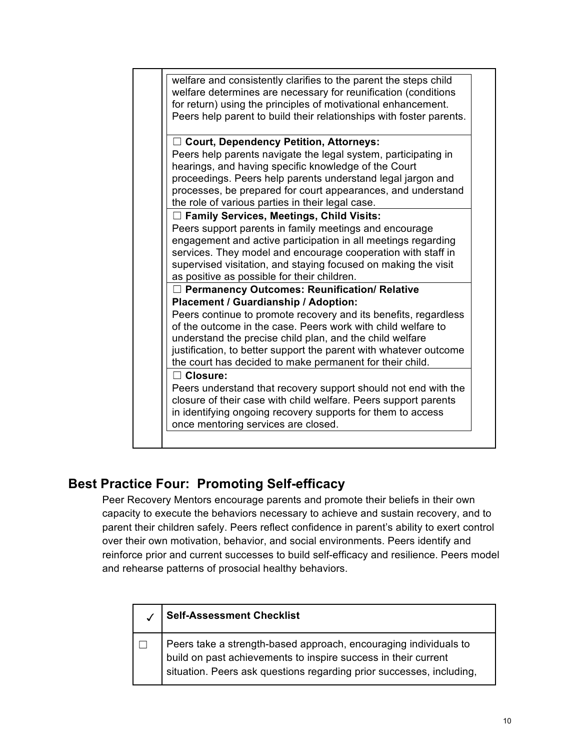| | |
|---|---|
| | welfare and consistently clarifies to the parent the steps child welfare determines are necessary for reunification (conditions for return) using the principles of motivational enhancement. Peers help parent to build their relationships with foster parents.<br><br>☐ **Court, Dependency Petition, Attorneys:**<br>Peers help parents navigate the legal system, participating in hearings, and having specific knowledge of the Court proceedings. Peers help parents understand legal jargon and processes, be prepared for court appearances, and understand the role of various parties in their legal case.<br><br>☐ **Family Services, Meetings, Child Visits:**<br>Peers support parents in family meetings and encourage engagement and active participation in all meetings regarding services. They model and encourage cooperation with staff in supervised visitation, and staying focused on making the visit as positive as possible for their children.<br><br>☐ **Permanency Outcomes: Reunification/ Relative Placement / Guardianship / Adoption:**<br>Peers continue to promote recovery and its benefits, regardless of the outcome in the case. Peers work with child welfare to understand the precise child plan, and the child welfare justification, to better support the parent with whatever outcome the court has decided to make permanent for their child.<br><br>☐ **Closure:**<br>Peers understand that recovery support should not end with the closure of their case with child welfare. Peers support parents in identifying ongoing recovery supports for them to access once mentoring services are closed. |

## Best Practice Four: Promoting Self-efficacy

Peer Recovery Mentors encourage parents and promote their beliefs in their own capacity to execute the behaviors necessary to achieve and sustain recovery, and to parent their children safely. Peers reflect confidence in parent's ability to exert control over their own motivation, behavior, and social environments. Peers identify and reinforce prior and current successes to build self-efficacy and resilience. Peers model and rehearse patterns of prosocial healthy behaviors.

| ✓ | **Self-Assessment Checklist** |
|---|---|
| ☐ | Peers take a strength-based approach, encouraging individuals to build on past achievements to inspire success in their current situation. Peers ask questions regarding prior successes, including, |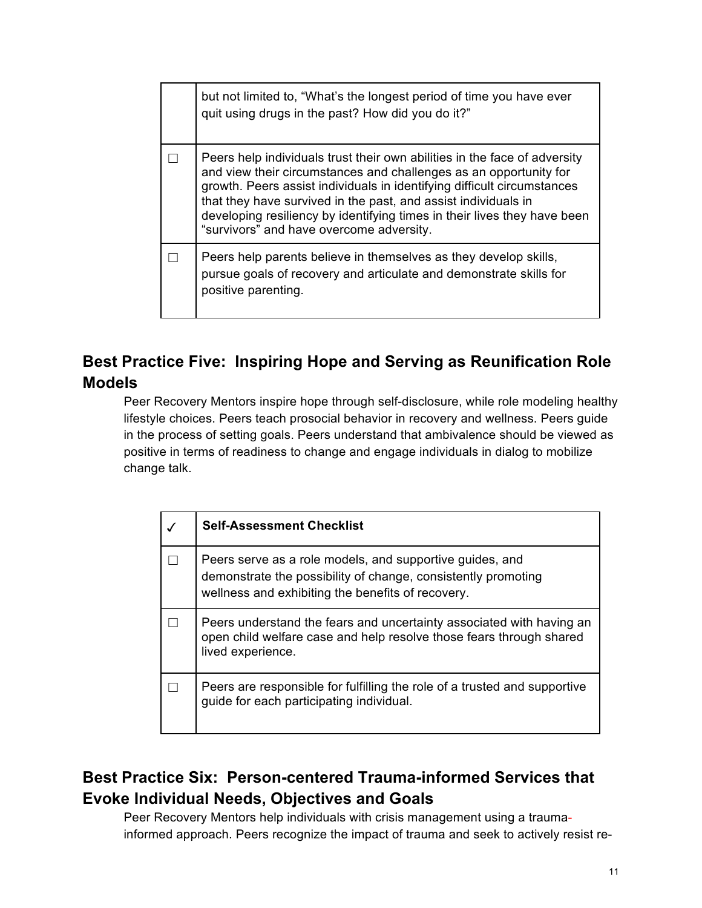| | |
|---|---|
| | but not limited to, "What's the longest period of time you have ever quit using drugs in the past? How did you do it?" |
| ☐ | Peers help individuals trust their own abilities in the face of adversity and view their circumstances and challenges as an opportunity for growth. Peers assist individuals in identifying difficult circumstances that they have survived in the past, and assist individuals in developing resiliency by identifying times in their lives they have been "survivors" and have overcome adversity. |
| ☐ | Peers help parents believe in themselves as they develop skills, pursue goals of recovery and articulate and demonstrate skills for positive parenting. |

## Best Practice Five: Inspiring Hope and Serving as Reunification Role Models

Peer Recovery Mentors inspire hope through self-disclosure, while role modeling healthy lifestyle choices. Peers teach prosocial behavior in recovery and wellness. Peers guide in the process of setting goals. Peers understand that ambivalence should be viewed as positive in terms of readiness to change and engage individuals in dialog to mobilize change talk.

| ✓ | **Self-Assessment Checklist** |
|---|---|
| ☐ | Peers serve as a role models, and supportive guides, and demonstrate the possibility of change, consistently promoting wellness and exhibiting the benefits of recovery. |
| ☐ | Peers understand the fears and uncertainty associated with having an open child welfare case and help resolve those fears through shared lived experience. |
| ☐ | Peers are responsible for fulfilling the role of a trusted and supportive guide for each participating individual. |

## Best Practice Six: Person-centered Trauma-informed Services that Evoke Individual Needs, Objectives and Goals

Peer Recovery Mentors help individuals with crisis management using a trauma-informed approach. Peers recognize the impact of trauma and seek to actively resist re-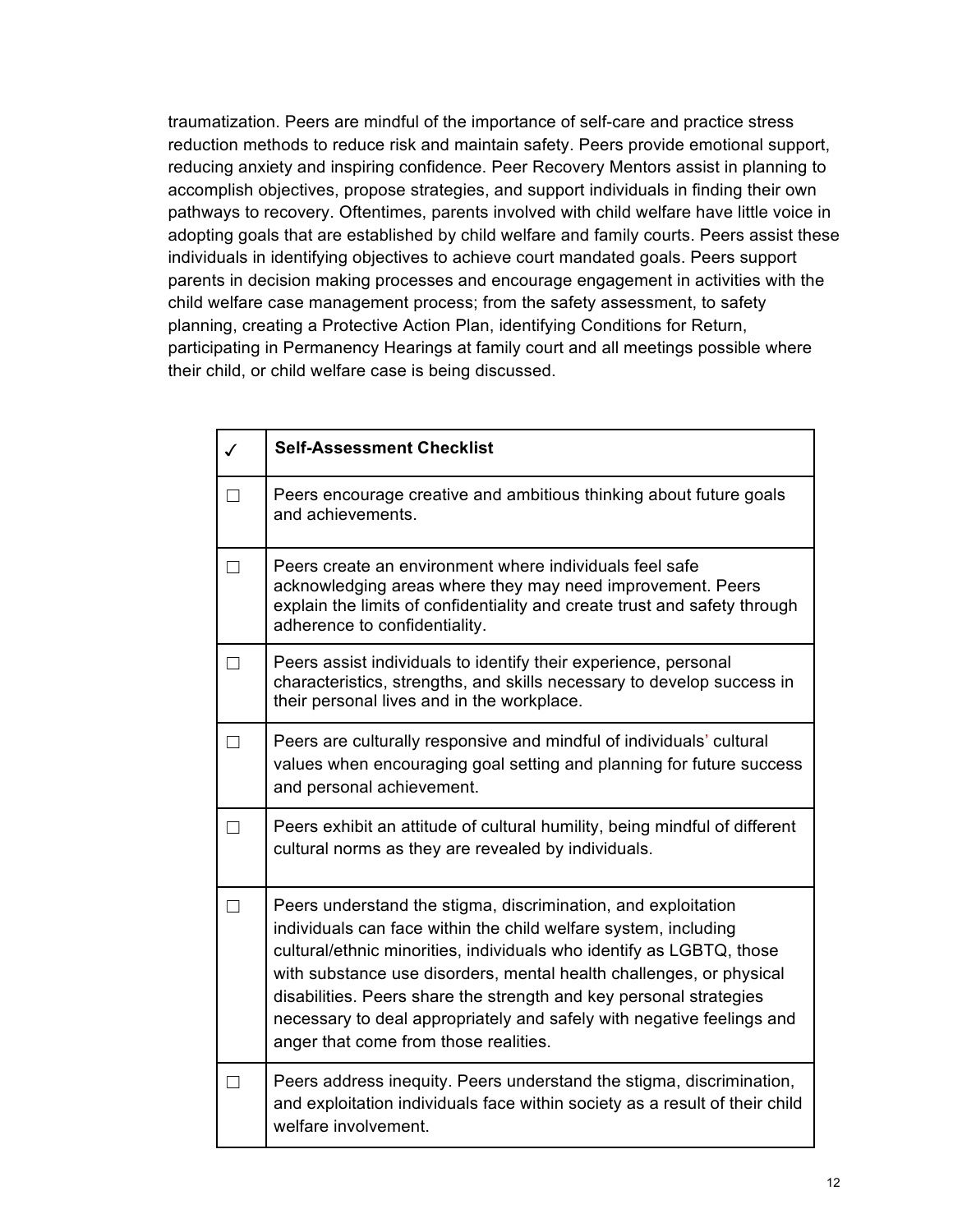traumatization. Peers are mindful of the importance of self-care and practice stress reduction methods to reduce risk and maintain safety. Peers provide emotional support, reducing anxiety and inspiring confidence. Peer Recovery Mentors assist in planning to accomplish objectives, propose strategies, and support individuals in finding their own pathways to recovery. Oftentimes, parents involved with child welfare have little voice in adopting goals that are established by child welfare and family courts. Peers assist these individuals in identifying objectives to achieve court mandated goals. Peers support parents in decision making processes and encourage engagement in activities with the child welfare case management process; from the safety assessment, to safety planning, creating a Protective Action Plan, identifying Conditions for Return, participating in Permanency Hearings at family court and all meetings possible where their child, or child welfare case is being discussed.

| ✓ | **Self-Assessment Checklist** |
|---|---|
| ☐ | Peers encourage creative and ambitious thinking about future goals and achievements. |
| ☐ | Peers create an environment where individuals feel safe acknowledging areas where they may need improvement. Peers explain the limits of confidentiality and create trust and safety through adherence to confidentiality. |
| ☐ | Peers assist individuals to identify their experience, personal characteristics, strengths, and skills necessary to develop success in their personal lives and in the workplace. |
| ☐ | Peers are culturally responsive and mindful of individuals' cultural values when encouraging goal setting and planning for future success and personal achievement. |
| ☐ | Peers exhibit an attitude of cultural humility, being mindful of different cultural norms as they are revealed by individuals. |
| ☐ | Peers understand the stigma, discrimination, and exploitation individuals can face within the child welfare system, including cultural/ethnic minorities, individuals who identify as LGBTQ, those with substance use disorders, mental health challenges, or physical disabilities. Peers share the strength and key personal strategies necessary to deal appropriately and safely with negative feelings and anger that come from those realities. |
| ☐ | Peers address inequity. Peers understand the stigma, discrimination, and exploitation individuals face within society as a result of their child welfare involvement. |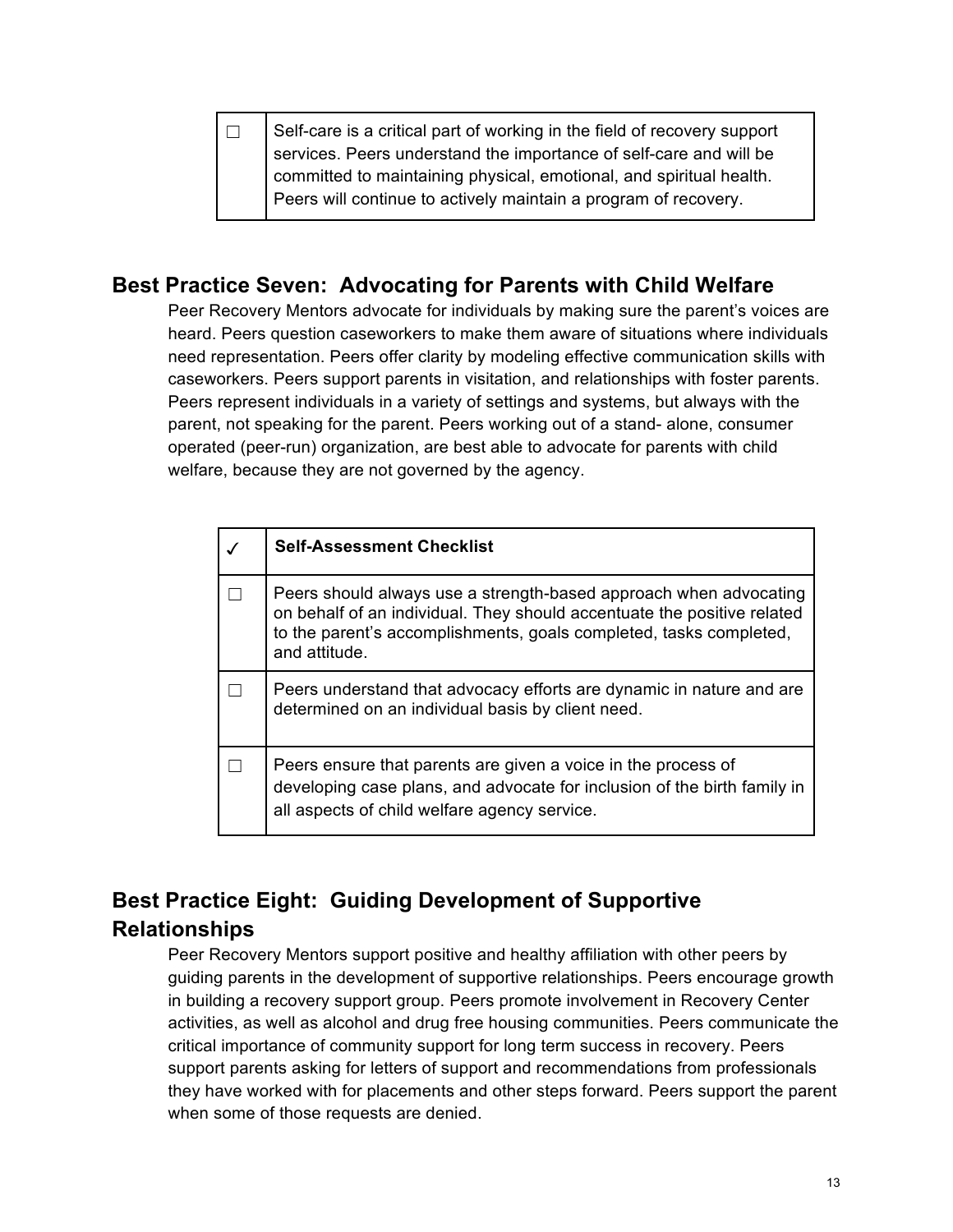| ☐ | Self-care is a critical part of working in the field of recovery support services. Peers understand the importance of self-care and will be committed to maintaining physical, emotional, and spiritual health. Peers will continue to actively maintain a program of recovery. |
|---|---|

## Best Practice Seven: Advocating for Parents with Child Welfare

Peer Recovery Mentors advocate for individuals by making sure the parent's voices are heard. Peers question caseworkers to make them aware of situations where individuals need representation. Peers offer clarity by modeling effective communication skills with caseworkers. Peers support parents in visitation, and relationships with foster parents. Peers represent individuals in a variety of settings and systems, but always with the parent, not speaking for the parent. Peers working out of a stand- alone, consumer operated (peer-run) organization, are best able to advocate for parents with child welfare, because they are not governed by the agency.

| ✓ | **Self-Assessment Checklist** |
|---|---|
| ☐ | Peers should always use a strength-based approach when advocating on behalf of an individual. They should accentuate the positive related to the parent's accomplishments, goals completed, tasks completed, and attitude. |
| ☐ | Peers understand that advocacy efforts are dynamic in nature and are determined on an individual basis by client need. |
| ☐ | Peers ensure that parents are given a voice in the process of developing case plans, and advocate for inclusion of the birth family in all aspects of child welfare agency service. |

## Best Practice Eight: Guiding Development of Supportive Relationships

Peer Recovery Mentors support positive and healthy affiliation with other peers by guiding parents in the development of supportive relationships. Peers encourage growth in building a recovery support group. Peers promote involvement in Recovery Center activities, as well as alcohol and drug free housing communities. Peers communicate the critical importance of community support for long term success in recovery. Peers support parents asking for letters of support and recommendations from professionals they have worked with for placements and other steps forward. Peers support the parent when some of those requests are denied.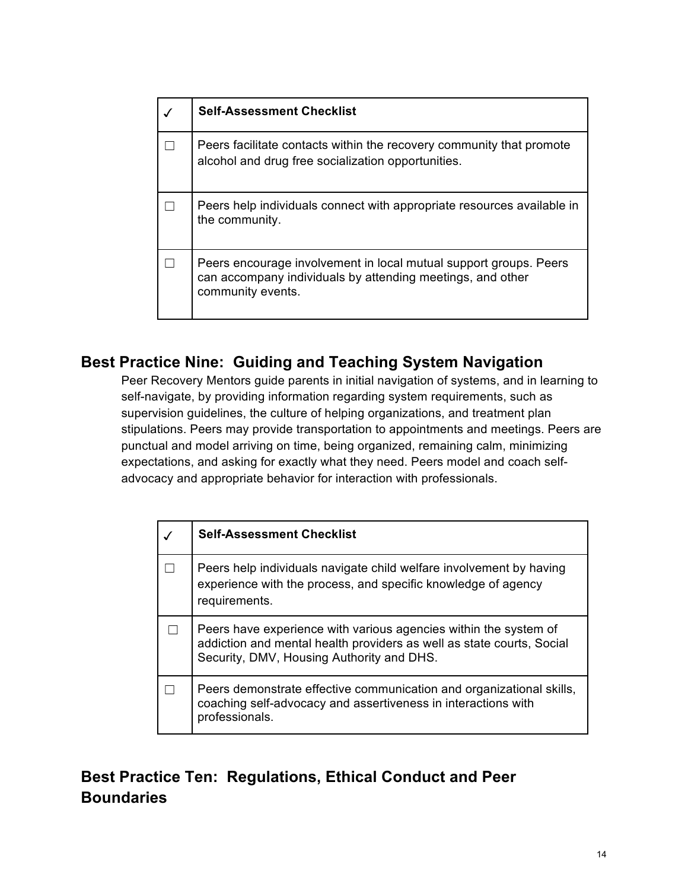| ✓ | Self-Assessment Checklist |
|---|---|
| ☐ | Peers facilitate contacts within the recovery community that promote alcohol and drug free socialization opportunities. |
| ☐ | Peers help individuals connect with appropriate resources available in the community. |
| ☐ | Peers encourage involvement in local mutual support groups. Peers can accompany individuals by attending meetings, and other community events. |

## Best Practice Nine: Guiding and Teaching System Navigation

Peer Recovery Mentors guide parents in initial navigation of systems, and in learning to self-navigate, by providing information regarding system requirements, such as supervision guidelines, the culture of helping organizations, and treatment plan stipulations. Peers may provide transportation to appointments and meetings. Peers are punctual and model arriving on time, being organized, remaining calm, minimizing expectations, and asking for exactly what they need. Peers model and coach self-advocacy and appropriate behavior for interaction with professionals.

| ✓ | Self-Assessment Checklist |
|---|---|
| ☐ | Peers help individuals navigate child welfare involvement by having experience with the process, and specific knowledge of agency requirements. |
| ☐ | Peers have experience with various agencies within the system of addiction and mental health providers as well as state courts, Social Security, DMV, Housing Authority and DHS. |
| ☐ | Peers demonstrate effective communication and organizational skills, coaching self-advocacy and assertiveness in interactions with professionals. |

## Best Practice Ten: Regulations, Ethical Conduct and Peer Boundaries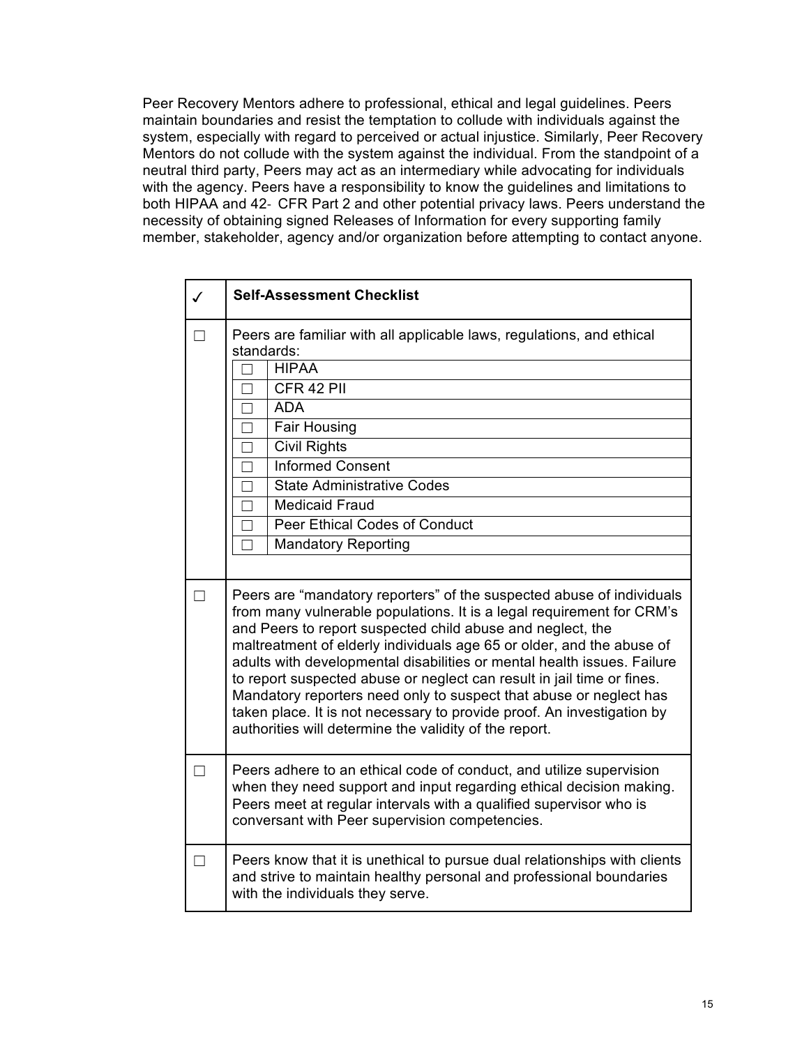Peer Recovery Mentors adhere to professional, ethical and legal guidelines. Peers maintain boundaries and resist the temptation to collude with individuals against the system, especially with regard to perceived or actual injustice. Similarly, Peer Recovery Mentors do not collude with the system against the individual. From the standpoint of a neutral third party, Peers may act as an intermediary while advocating for individuals with the agency. Peers have a responsibility to know the guidelines and limitations to both HIPAA and 42- CFR Part 2 and other potential privacy laws. Peers understand the necessity of obtaining signed Releases of Information for every supporting family member, stakeholder, agency and/or organization before attempting to contact anyone.

| ✓ | **Self-Assessment Checklist** |
| --- | --- |
| ☐ | Peers are familiar with all applicable laws, regulations, and ethical standards:<br>☐ HIPAA<br>☐ CFR 42 PII<br>☐ ADA<br>☐ Fair Housing<br>☐ Civil Rights<br>☐ Informed Consent<br>☐ State Administrative Codes<br>☐ Medicaid Fraud<br>☐ Peer Ethical Codes of Conduct<br>☐ Mandatory Reporting |
| ☐ | Peers are "mandatory reporters" of the suspected abuse of individuals from many vulnerable populations. It is a legal requirement for CRM's and Peers to report suspected child abuse and neglect, the maltreatment of elderly individuals age 65 or older, and the abuse of adults with developmental disabilities or mental health issues. Failure to report suspected abuse or neglect can result in jail time or fines. Mandatory reporters need only to suspect that abuse or neglect has taken place. It is not necessary to provide proof. An investigation by authorities will determine the validity of the report. |
| ☐ | Peers adhere to an ethical code of conduct, and utilize supervision when they need support and input regarding ethical decision making. Peers meet at regular intervals with a qualified supervisor who is conversant with Peer supervision competencies. |
| ☐ | Peers know that it is unethical to pursue dual relationships with clients and strive to maintain healthy personal and professional boundaries with the individuals they serve. |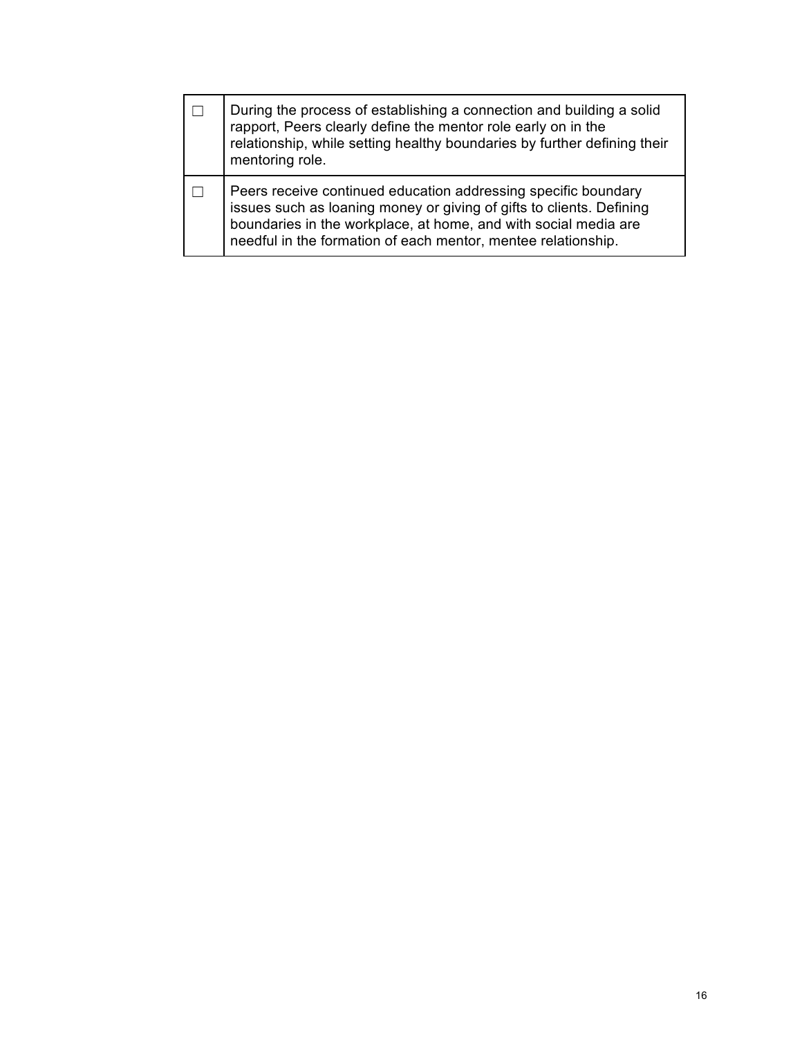| ☐ | During the process of establishing a connection and building a solid rapport, Peers clearly define the mentor role early on in the relationship, while setting healthy boundaries by further defining their mentoring role. |
|---|---|
| ☐ | Peers receive continued education addressing specific boundary issues such as loaning money or giving of gifts to clients. Defining boundaries in the workplace, at home, and with social media are needful in the formation of each mentor, mentee relationship. |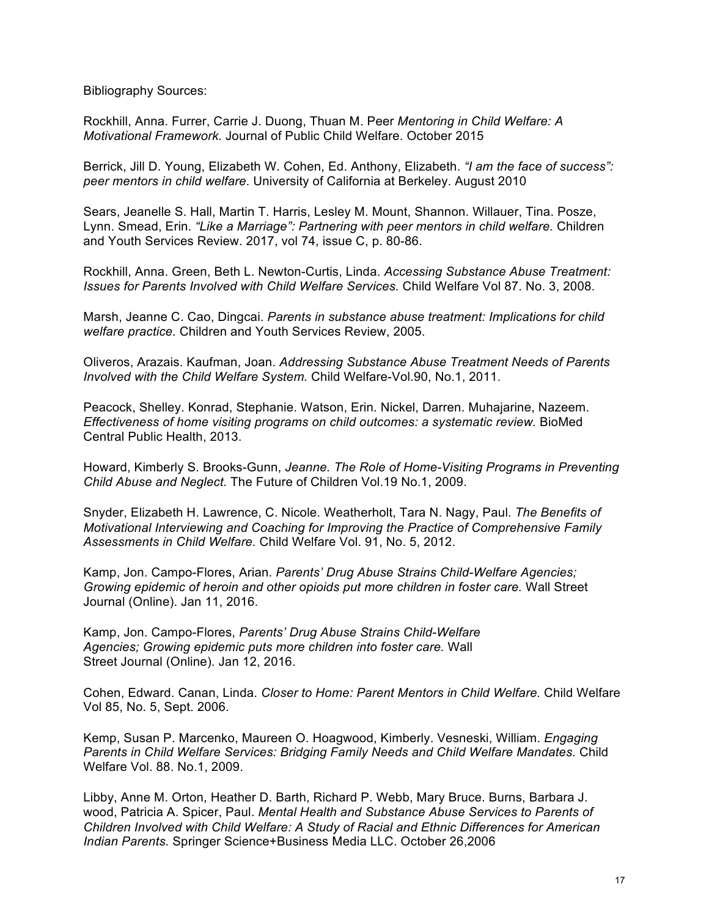Bibliography Sources:

Rockhill, Anna. Furrer, Carrie J. Duong, Thuan M. Peer *Mentoring in Child Welfare: A Motivational Framework.* Journal of Public Child Welfare. October 2015

Berrick, Jill D. Young, Elizabeth W. Cohen, Ed. Anthony, Elizabeth. *"I am the face of success": peer mentors in child welfare.* University of California at Berkeley. August 2010

Sears, Jeanelle S. Hall, Martin T. Harris, Lesley M. Mount, Shannon. Willauer, Tina. Posze, Lynn. Smead, Erin. *"Like a Marriage": Partnering with peer mentors in child welfare.* Children and Youth Services Review. 2017, vol 74, issue C, p. 80-86.

Rockhill, Anna. Green, Beth L. Newton-Curtis, Linda. *Accessing Substance Abuse Treatment: Issues for Parents Involved with Child Welfare Services.* Child Welfare Vol 87. No. 3, 2008.

Marsh, Jeanne C. Cao, Dingcai. *Parents in substance abuse treatment: Implications for child welfare practice.* Children and Youth Services Review, 2005.

Oliveros, Arazais. Kaufman, Joan. *Addressing Substance Abuse Treatment Needs of Parents Involved with the Child Welfare System.* Child Welfare-Vol.90, No.1, 2011.

Peacock, Shelley. Konrad, Stephanie. Watson, Erin. Nickel, Darren. Muhajarine, Nazeem. *Effectiveness of home visiting programs on child outcomes: a systematic review.* BioMed Central Public Health, 2013.

Howard, Kimberly S. Brooks-Gunn, *Jeanne. The Role of Home-Visiting Programs in Preventing Child Abuse and Neglect.* The Future of Children Vol.19 No.1, 2009.

Snyder, Elizabeth H. Lawrence, C. Nicole. Weatherholt, Tara N. Nagy, Paul. *The Benefits of Motivational Interviewing and Coaching for Improving the Practice of Comprehensive Family Assessments in Child Welfare.* Child Welfare Vol. 91, No. 5, 2012.

Kamp, Jon. Campo-Flores, Arian. *Parents' Drug Abuse Strains Child-Welfare Agencies; Growing epidemic of heroin and other opioids put more children in foster care.* Wall Street Journal (Online). Jan 11, 2016.

Kamp, Jon. Campo-Flores, *Parents' Drug Abuse Strains Child-Welfare Agencies; Growing epidemic puts more children into foster care.* Wall Street Journal (Online). Jan 12, 2016.

Cohen, Edward. Canan, Linda. *Closer to Home: Parent Mentors in Child Welfare.* Child Welfare Vol 85, No. 5, Sept. 2006.

Kemp, Susan P. Marcenko, Maureen O. Hoagwood, Kimberly. Vesneski, William. *Engaging Parents in Child Welfare Services: Bridging Family Needs and Child Welfare Mandates.* Child Welfare Vol. 88. No.1, 2009.

Libby, Anne M. Orton, Heather D. Barth, Richard P. Webb, Mary Bruce. Burns, Barbara J. wood, Patricia A. Spicer, Paul. *Mental Health and Substance Abuse Services to Parents of Children Involved with Child Welfare: A Study of Racial and Ethnic Differences for American Indian Parents.* Springer Science+Business Media LLC. October 26,2006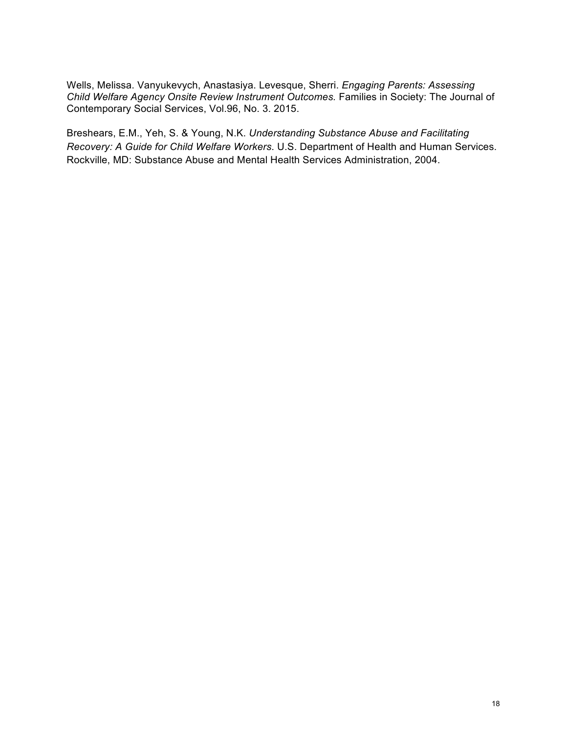Wells, Melissa. Vanyukevych, Anastasiya. Levesque, Sherri. *Engaging Parents: Assessing Child Welfare Agency Onsite Review Instrument Outcomes.* Families in Society: The Journal of Contemporary Social Services, Vol.96, No. 3. 2015.

Breshears, E.M., Yeh, S. & Young, N.K. *Understanding Substance Abuse and Facilitating Recovery: A Guide for Child Welfare Workers*. U.S. Department of Health and Human Services. Rockville, MD: Substance Abuse and Mental Health Services Administration, 2004.